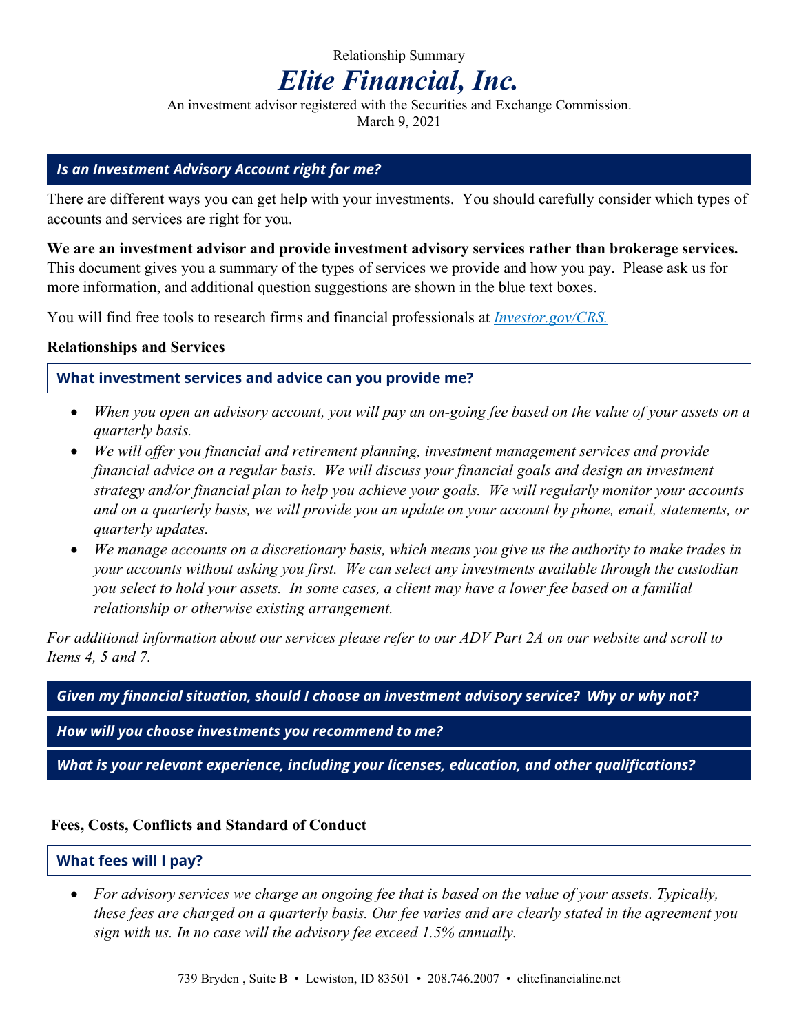Relationship Summary

# *Elite Financial, Inc.*

An investment advisor registered with the Securities and Exchange Commission.
March 9, 2021

## *Is an Investment Advisory Account right for me?*

There are different ways you can get help with your investments. You should carefully consider which types of accounts and services are right for you.

**We are an investment advisor and provide investment advisory services rather than brokerage services.** This document gives you a summary of the types of services we provide and how you pay. Please ask us for more information, and additional question suggestions are shown in the blue text boxes.

You will find free tools to research firms and financial professionals at *Investor.gov/CRS.*

### Relationships and Services

**What investment services and advice can you provide me?**

- *When you open an advisory account, you will pay an on-going fee based on the value of your assets on a quarterly basis.*
- *We will offer you financial and retirement planning, investment management services and provide financial advice on a regular basis. We will discuss your financial goals and design an investment strategy and/or financial plan to help you achieve your goals. We will regularly monitor your accounts and on a quarterly basis, we will provide you an update on your account by phone, email, statements, or quarterly updates.*
- *We manage accounts on a discretionary basis, which means you give us the authority to make trades in your accounts without asking you first. We can select any investments available through the custodian you select to hold your assets. In some cases, a client may have a lower fee based on a familial relationship or otherwise existing arrangement.*

*For additional information about our services please refer to our ADV Part 2A on our website and scroll to Items 4, 5 and 7.*

***Given my financial situation, should I choose an investment advisory service? Why or why not?***

***How will you choose investments you recommend to me?***

***What is your relevant experience, including your licenses, education, and other qualifications?***

### Fees, Costs, Conflicts and Standard of Conduct

**What fees will I pay?**

- *For advisory services we charge an ongoing fee that is based on the value of your assets. Typically, these fees are charged on a quarterly basis. Our fee varies and are clearly stated in the agreement you sign with us. In no case will the advisory fee exceed 1.5% annually.*

739 Bryden , Suite B • Lewiston, ID 83501 • 208.746.2007 • elitefinancialinc.net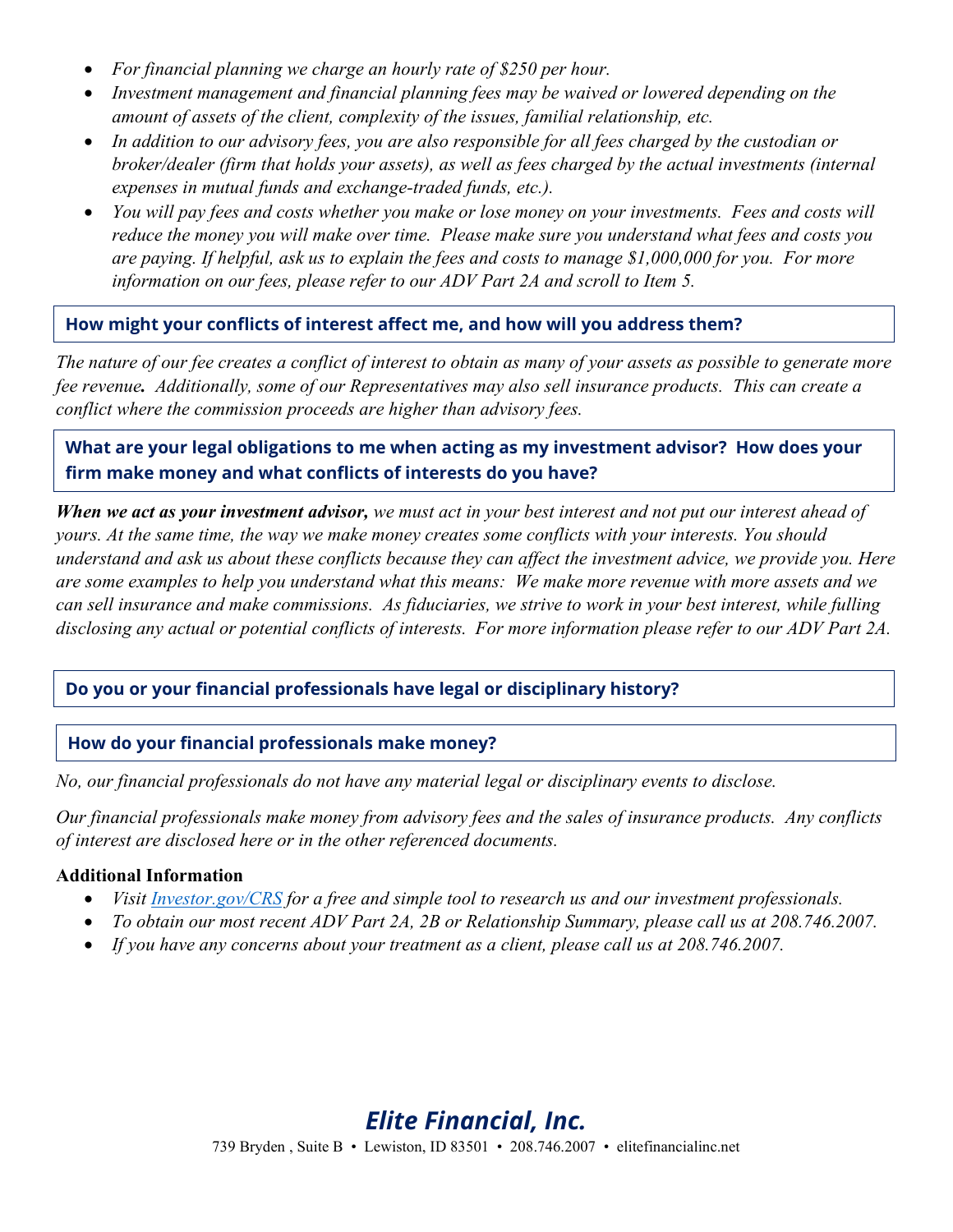- *For financial planning we charge an hourly rate of $250 per hour.*
- *Investment management and financial planning fees may be waived or lowered depending on the amount of assets of the client, complexity of the issues, familial relationship, etc.*
- *In addition to our advisory fees, you are also responsible for all fees charged by the custodian or broker/dealer (firm that holds your assets), as well as fees charged by the actual investments (internal expenses in mutual funds and exchange-traded funds, etc.).*
- *You will pay fees and costs whether you make or lose money on your investments. Fees and costs will reduce the money you will make over time. Please make sure you understand what fees and costs you are paying. If helpful, ask us to explain the fees and costs to manage $1,000,000 for you. For more information on our fees, please refer to our ADV Part 2A and scroll to Item 5.*

**How might your conflicts of interest affect me, and how will you address them?**

*The nature of our fee creates a conflict of interest to obtain as many of your assets as possible to generate more fee revenue**.** Additionally, some of our Representatives may also sell insurance products. This can create a conflict where the commission proceeds are higher than advisory fees.*

**What are your legal obligations to me when acting as my investment advisor? How does your firm make money and what conflicts of interests do you have?**

***When we act as your investment advisor,*** *we must act in your best interest and not put our interest ahead of yours. At the same time, the way we make money creates some conflicts with your interests. You should understand and ask us about these conflicts because they can affect the investment advice, we provide you. Here are some examples to help you understand what this means: We make more revenue with more assets and we can sell insurance and make commissions. As fiduciaries, we strive to work in your best interest, while fulling disclosing any actual or potential conflicts of interests. For more information please refer to our ADV Part 2A.*

**Do you or your financial professionals have legal or disciplinary history?**

**How do your financial professionals make money?**

*No, our financial professionals do not have any material legal or disciplinary events to disclose.*

*Our financial professionals make money from advisory fees and the sales of insurance products. Any conflicts of interest are disclosed here or in the other referenced documents.*

**Additional Information**

- *Visit [Investor.gov/CRS](https://www.investor.gov/CRS) for a free and simple tool to research us and our investment professionals.*
- *To obtain our most recent ADV Part 2A, 2B or Relationship Summary, please call us at 208.746.2007.*
- *If you have any concerns about your treatment as a client, please call us at 208.746.2007.*

***Elite Financial, Inc.***

739 Bryden , Suite B • Lewiston, ID 83501 • 208.746.2007 • elitefinancialinc.net